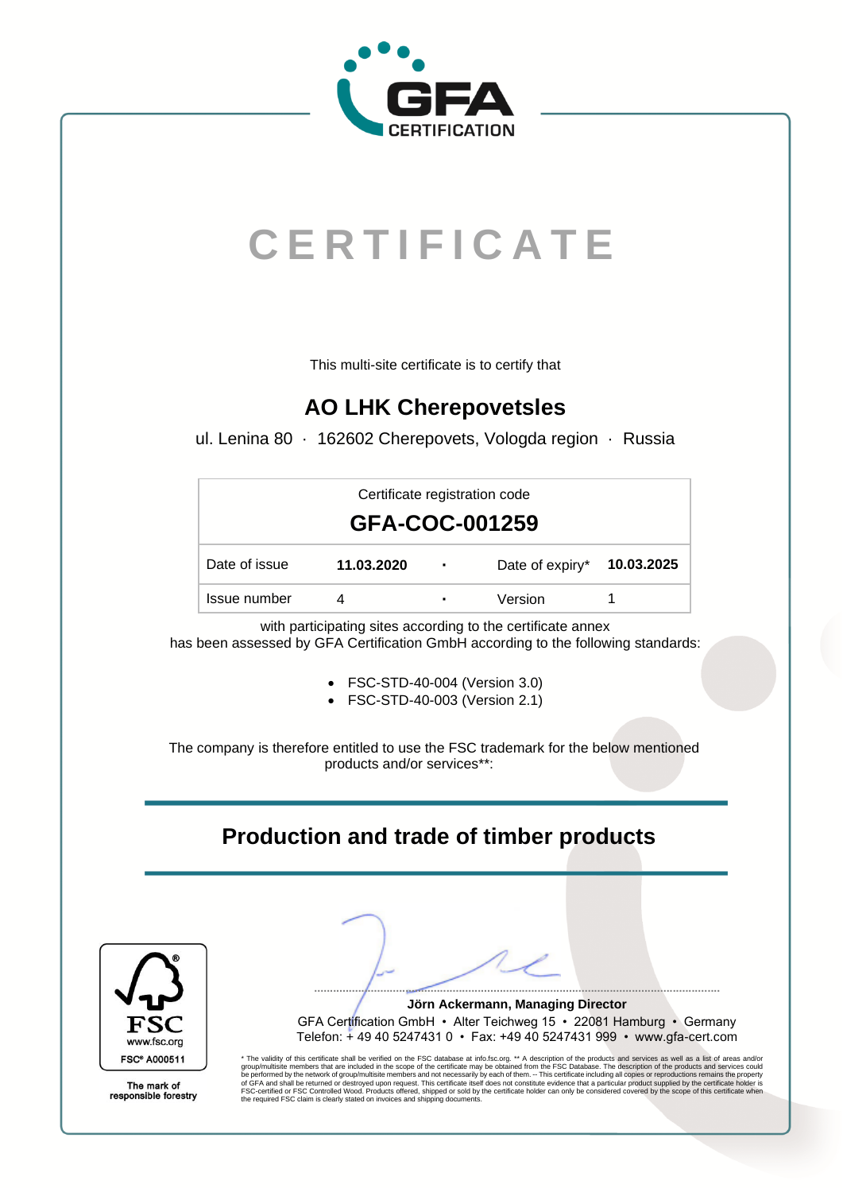GFA CERTIFICATION

# CERTIFICATE

This multi-site certificate is to certify that

## AO LHK Cherepovetsles

ul. Lenina 80 · 162602 Cherepovets, Vologda region · Russia

| Certificate registration code | | | | |
|---|---|---|---|---|
| **GFA-COC-001259** | | | | |
| Date of issue | **11.03.2020** | · | Date of expiry* | **10.03.2025** |
| Issue number | 4 | · | Version | 1 |

with participating sites according to the certificate annex
has been assessed by GFA Certification GmbH according to the following standards:

- FSC-STD-40-004 (Version 3.0)
- FSC-STD-40-003 (Version 2.1)

The company is therefore entitled to use the FSC trademark for the below mentioned products and/or services**:

## Production and trade of timber products

FSC
www.fsc.org
FSC® A000511

The mark of responsible forestry

**Jörn Ackermann, Managing Director**
GFA Certification GmbH • Alter Teichweg 15 • 22081 Hamburg • Germany
Telefon: + 49 40 5247431 0 • Fax: +49 40 5247431 999 • www.gfa-cert.com

* The validity of this certificate shall be verified on the FSC database at info.fsc.org. ** A description of the products and services as well as a list of areas and/or group/multisite members that are included in the scope of the certificate may be obtained from the FSC Database. The description of the products and services could be performed by the network of group/multisite members and not necessarily by each of them. -- This certificate including all copies or reproductions remains the property of GFA and shall be returned or destroyed upon request. This certificate itself does not constitute evidence that a particular product supplied by the certificate holder is FSC-certified or FSC Controlled Wood. Products offered, shipped or sold by the certificate holder can only be considered covered by the scope of this certificate when the required FSC claim is clearly stated on invoices and shipping documents.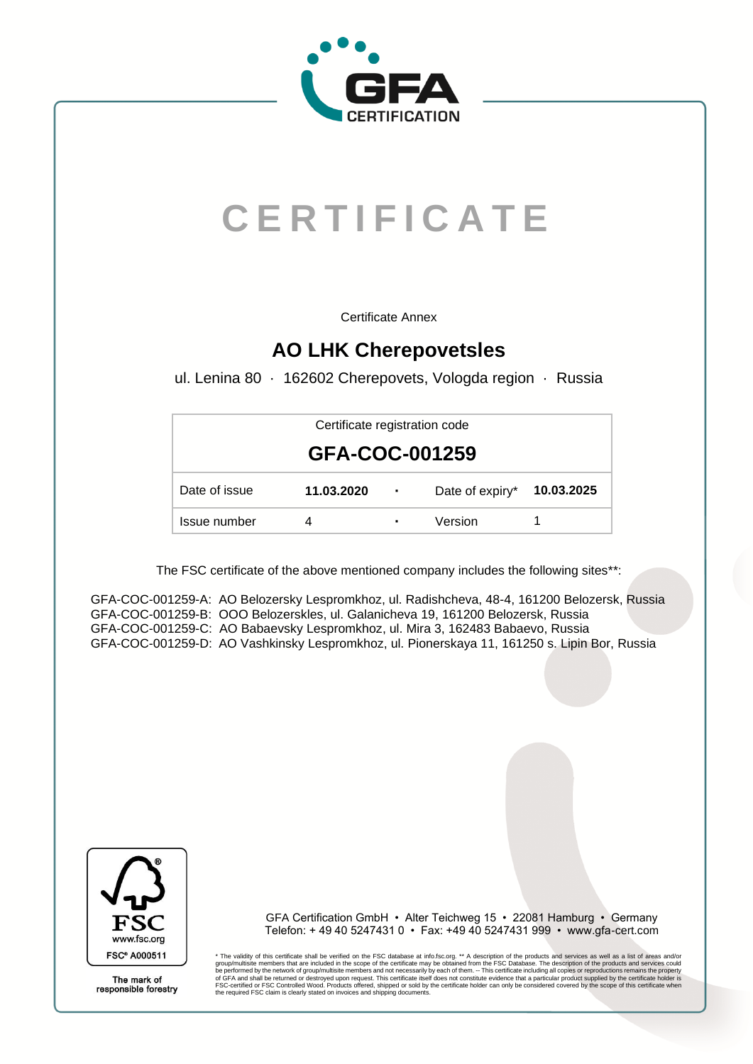GFA CERTIFICATION

# CERTIFICATE

Certificate Annex

## AO LHK Cherepovetsles

ul. Lenina 80 · 162602 Cherepovets, Vologda region · Russia

| Certificate registration code | | | | |
|---|---|---|---|---|
| **GFA-COC-001259** | | | | |
| Date of issue | **11.03.2020** | · | Date of expiry* | **10.03.2025** |
| Issue number | 4 | · | Version | 1 |

The FSC certificate of the above mentioned company includes the following sites**:

GFA-COC-001259-A: AO Belozersky Lespromkhoz, ul. Radishcheva, 48-4, 161200 Belozersk, Russia
GFA-COC-001259-B: OOO Belozerskles, ul. Galanicheva 19, 161200 Belozersk, Russia
GFA-COC-001259-C: AO Babaevsky Lespromkhoz, ul. Mira 3, 162483 Babaevo, Russia
GFA-COC-001259-D: AO Vashkinsky Lespromkhoz, ul. Pionerskaya 11, 161250 s. Lipin Bor, Russia

FSC
www.fsc.org
FSC® A000511

The mark of responsible forestry

GFA Certification GmbH • Alter Teichweg 15 • 22081 Hamburg • Germany
Telefon: + 49 40 5247431 0 • Fax: +49 40 5247431 999 • www.gfa-cert.com

* The validity of this certificate shall be verified on the FSC database at info.fsc.org. ** A description of the products and services as well as a list of areas and/or group/multisite members that are included in the scope of the certificate may be obtained from the FSC Database. The description of the products and services could be performed by the network of group/multisite members and not necessarily by each of them. -- This certificate including all copies or reproductions remains the property of GFA and shall be returned or destroyed upon request. This certificate itself does not constitute evidence that a particular product supplied by the certificate holder is FSC-certified or FSC Controlled Wood. Products offered, shipped or sold by the certificate holder can only be considered covered by the scope of this certificate when the required FSC claim is clearly stated on invoices and shipping documents.